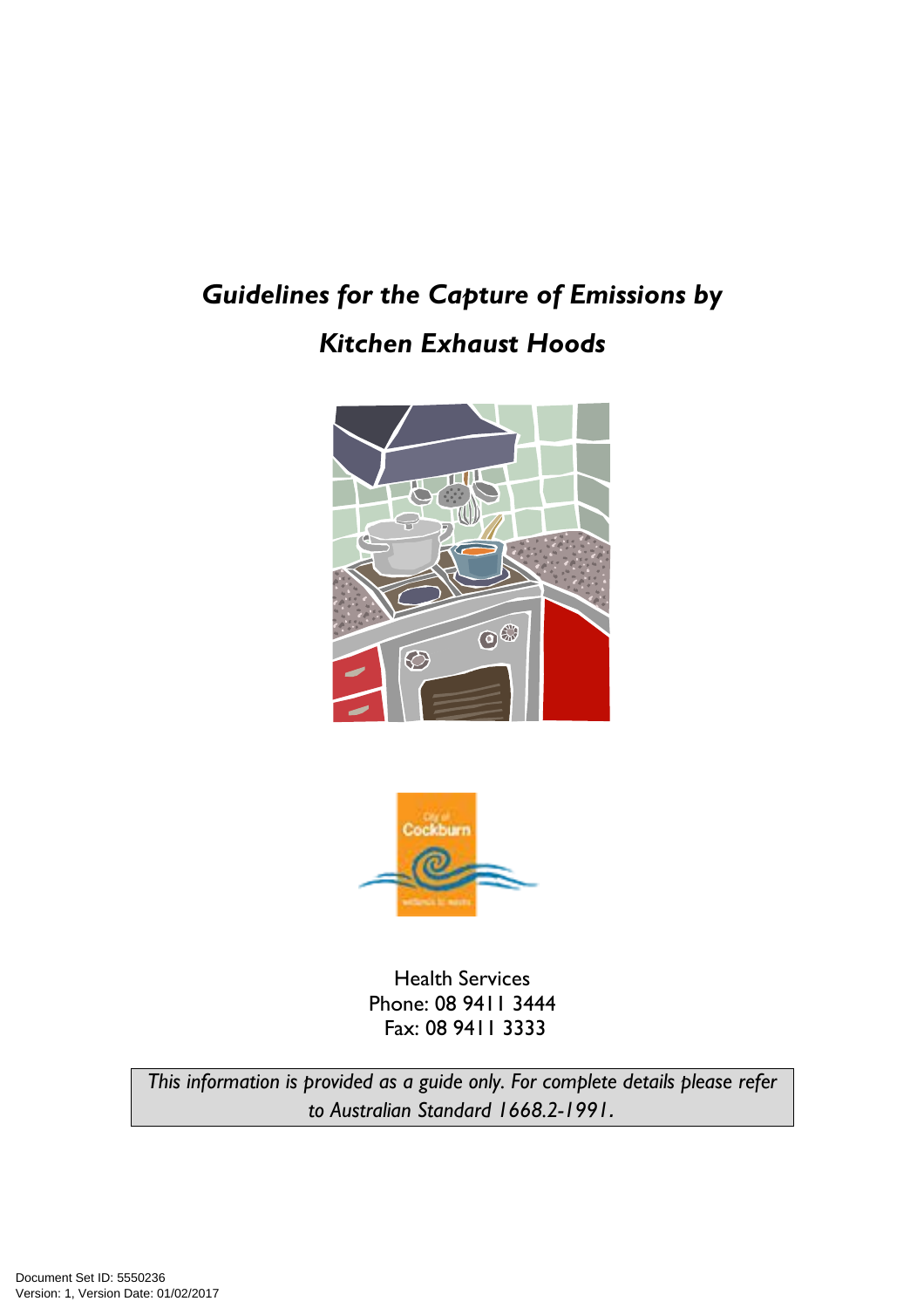# *Guidelines for the Capture of Emissions by Kitchen Exhaust Hoods*

Health Services
Phone: 08 9411 3444
Fax: 08 9411 3333

*This information is provided as a guide only. For complete details please refer to Australian Standard 1668.2-1991.*

Document Set ID: 5550236
Version: 1, Version Date: 01/02/2017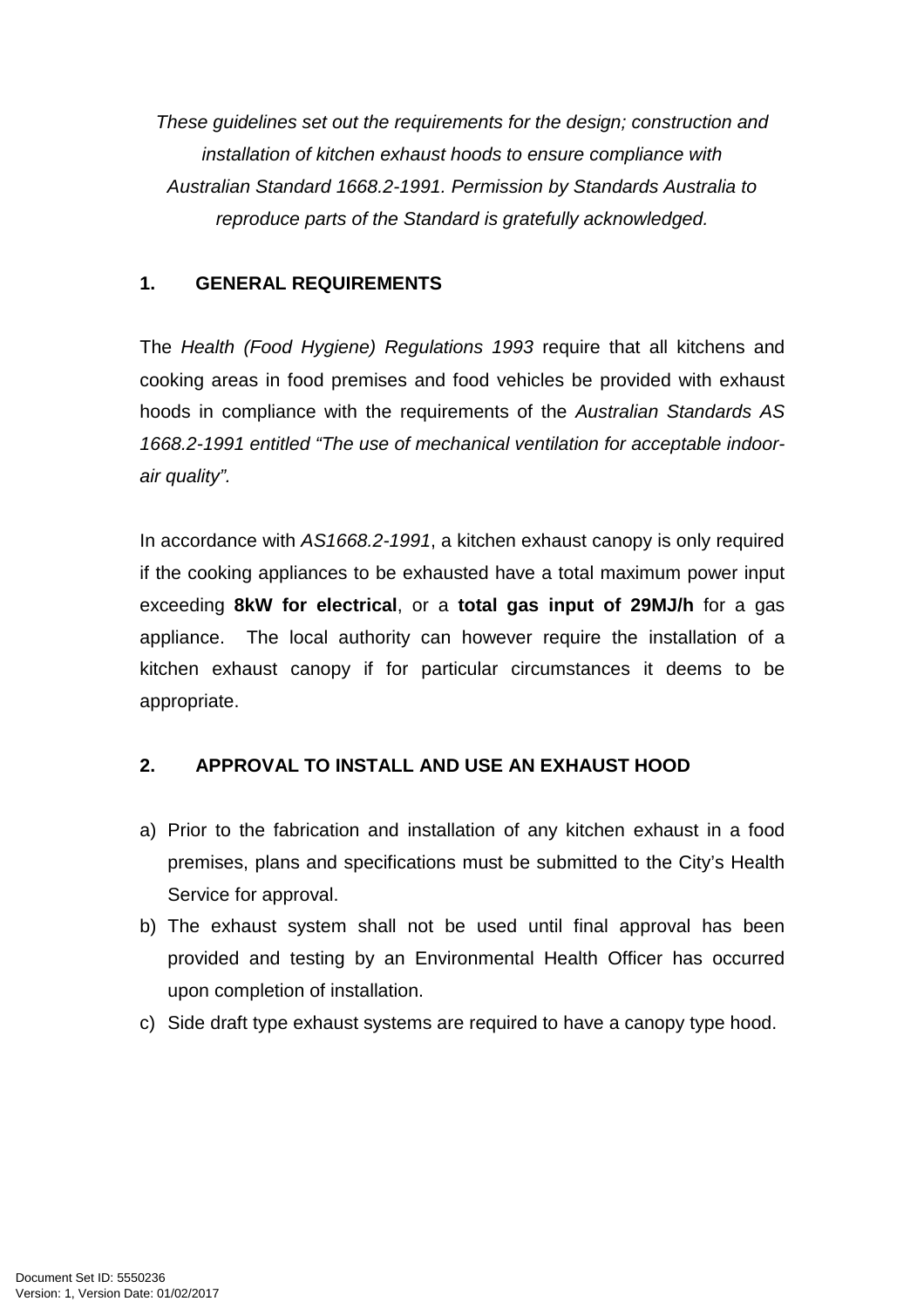*These guidelines set out the requirements for the design; construction and installation of kitchen exhaust hoods to ensure compliance with Australian Standard 1668.2-1991. Permission by Standards Australia to reproduce parts of the Standard is gratefully acknowledged.*

## 1. GENERAL REQUIREMENTS

The *Health (Food Hygiene) Regulations 1993* require that all kitchens and cooking areas in food premises and food vehicles be provided with exhaust hoods in compliance with the requirements of the *Australian Standards AS 1668.2-1991 entitled "The use of mechanical ventilation for acceptable indoor-air quality".*

In accordance with *AS1668.2-1991*, a kitchen exhaust canopy is only required if the cooking appliances to be exhausted have a total maximum power input exceeding **8kW for electrical**, or a **total gas input of 29MJ/h** for a gas appliance. The local authority can however require the installation of a kitchen exhaust canopy if for particular circumstances it deems to be appropriate.

## 2. APPROVAL TO INSTALL AND USE AN EXHAUST HOOD

a) Prior to the fabrication and installation of any kitchen exhaust in a food premises, plans and specifications must be submitted to the City's Health Service for approval.

b) The exhaust system shall not be used until final approval has been provided and testing by an Environmental Health Officer has occurred upon completion of installation.

c) Side draft type exhaust systems are required to have a canopy type hood.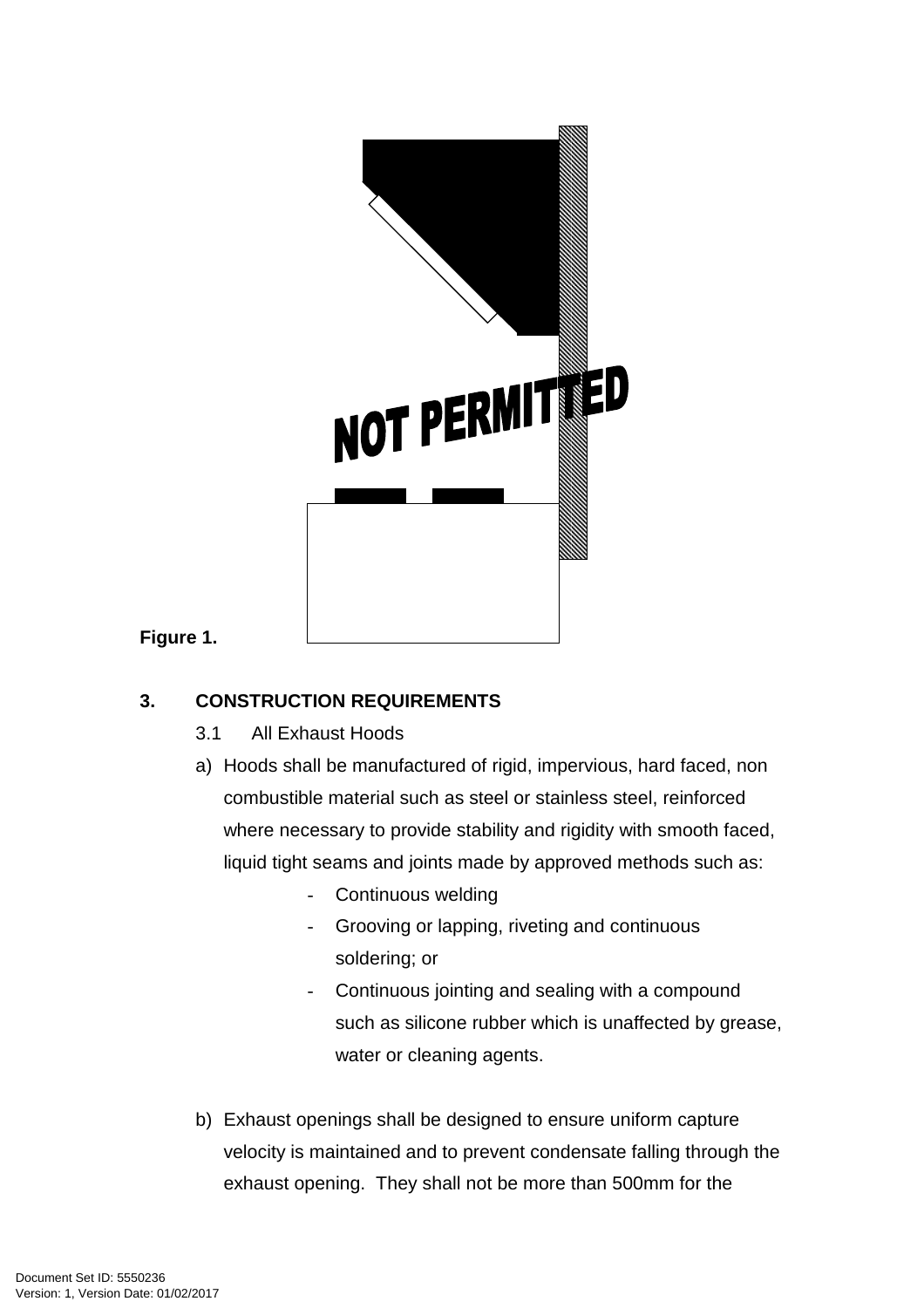Figure 1.

### 3. CONSTRUCTION REQUIREMENTS

3.1 All Exhaust Hoods

a) Hoods shall be manufactured of rigid, impervious, hard faced, non combustible material such as steel or stainless steel, reinforced where necessary to provide stability and rigidity with smooth faced, liquid tight seams and joints made by approved methods such as:

- Continuous welding
- Grooving or lapping, riveting and continuous soldering; or
- Continuous jointing and sealing with a compound such as silicone rubber which is unaffected by grease, water or cleaning agents.

b) Exhaust openings shall be designed to ensure uniform capture velocity is maintained and to prevent condensate falling through the exhaust opening. They shall not be more than 500mm for the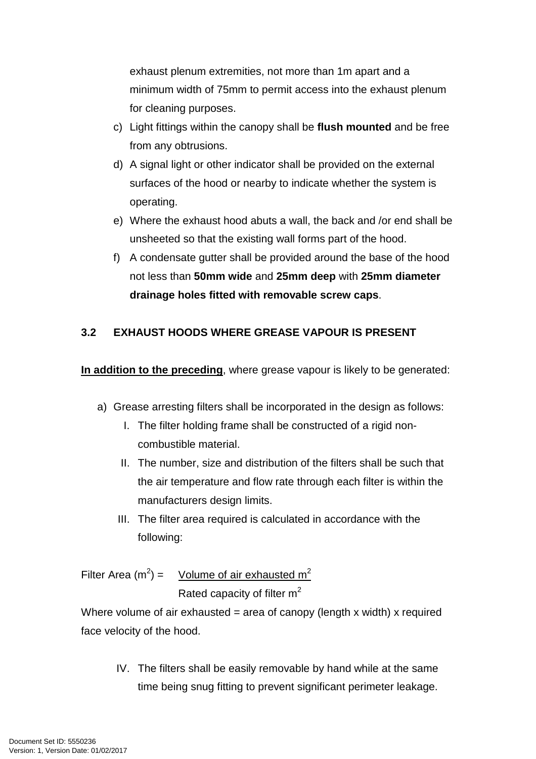exhaust plenum extremities, not more than 1m apart and a minimum width of 75mm to permit access into the exhaust plenum for cleaning purposes.

c) Light fittings within the canopy shall be **flush mounted** and be free from any obtrusions.
d) A signal light or other indicator shall be provided on the external surfaces of the hood or nearby to indicate whether the system is operating.
e) Where the exhaust hood abuts a wall, the back and /or end shall be unsheeted so that the existing wall forms part of the hood.
f) A condensate gutter shall be provided around the base of the hood not less than **50mm wide** and **25mm deep** with **25mm diameter drainage holes fitted with removable screw caps**.

### 3.2 EXHAUST HOODS WHERE GREASE VAPOUR IS PRESENT

**<u>In addition to the preceding</u>**, where grease vapour is likely to be generated:

a) Grease arresting filters shall be incorporated in the design as follows:
   I. The filter holding frame shall be constructed of a rigid non-combustible material.
   II. The number, size and distribution of the filters shall be such that the air temperature and flow rate through each filter is within the manufacturers design limits.
   III. The filter area required is calculated in accordance with the following:

$$\text{Filter Area } (m^2) = \frac{\text{Volume of air exhausted } m^2}{\text{Rated capacity of filter } m^2}$$

Where volume of air exhausted = area of canopy (length x width) x required face velocity of the hood.

   IV. The filters shall be easily removable by hand while at the same time being snug fitting to prevent significant perimeter leakage.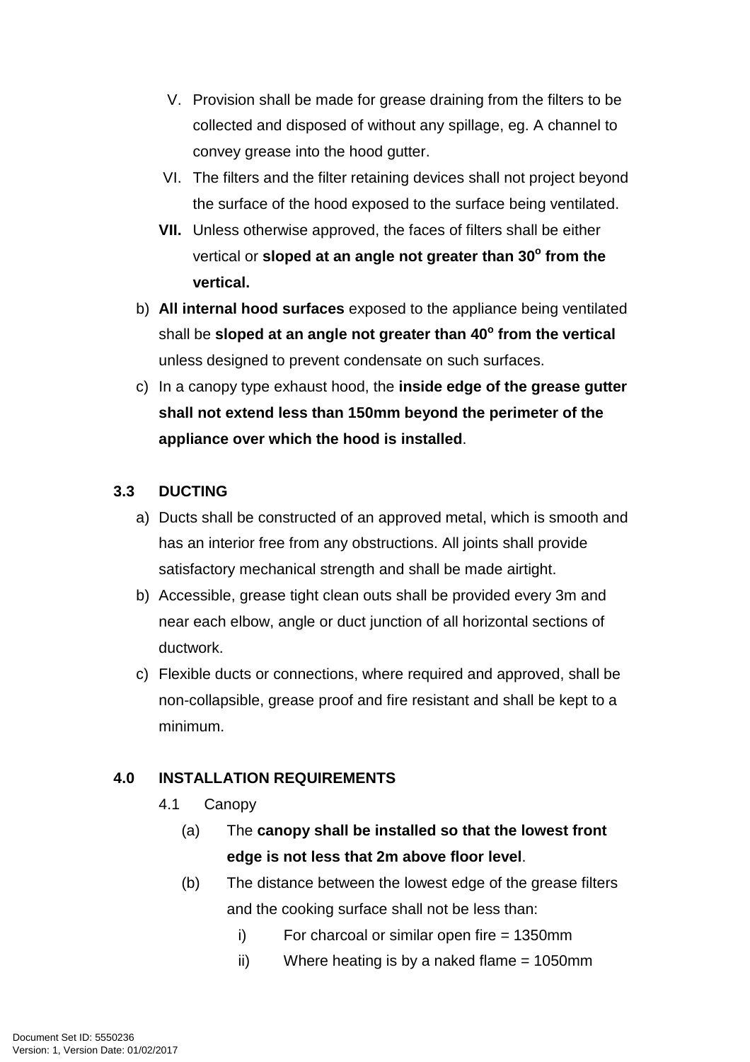V. Provision shall be made for grease draining from the filters to be collected and disposed of without any spillage, eg. A channel to convey grease into the hood gutter.

VI. The filters and the filter retaining devices shall not project beyond the surface of the hood exposed to the surface being ventilated.

**VII.** Unless otherwise approved, the faces of filters shall be either vertical or **sloped at an angle not greater than 30$^o$ from the vertical.**

b) **All internal hood surfaces** exposed to the appliance being ventilated shall be **sloped at an angle not greater than 40$^o$ from the vertical** unless designed to prevent condensate on such surfaces.

c) In a canopy type exhaust hood, the **inside edge of the grease gutter shall not extend less than 150mm beyond the perimeter of the appliance over which the hood is installed**.

## 3.3 DUCTING

a) Ducts shall be constructed of an approved metal, which is smooth and has an interior free from any obstructions. All joints shall provide satisfactory mechanical strength and shall be made airtight.

b) Accessible, grease tight clean outs shall be provided every 3m and near each elbow, angle or duct junction of all horizontal sections of ductwork.

c) Flexible ducts or connections, where required and approved, shall be non-collapsible, grease proof and fire resistant and shall be kept to a minimum.

## 4.0 INSTALLATION REQUIREMENTS

### 4.1 Canopy

(a) The **canopy shall be installed so that the lowest front edge is not less that 2m above floor level**.

(b) The distance between the lowest edge of the grease filters and the cooking surface shall not be less than:

i) For charcoal or similar open fire = 1350mm

ii) Where heating is by a naked flame = 1050mm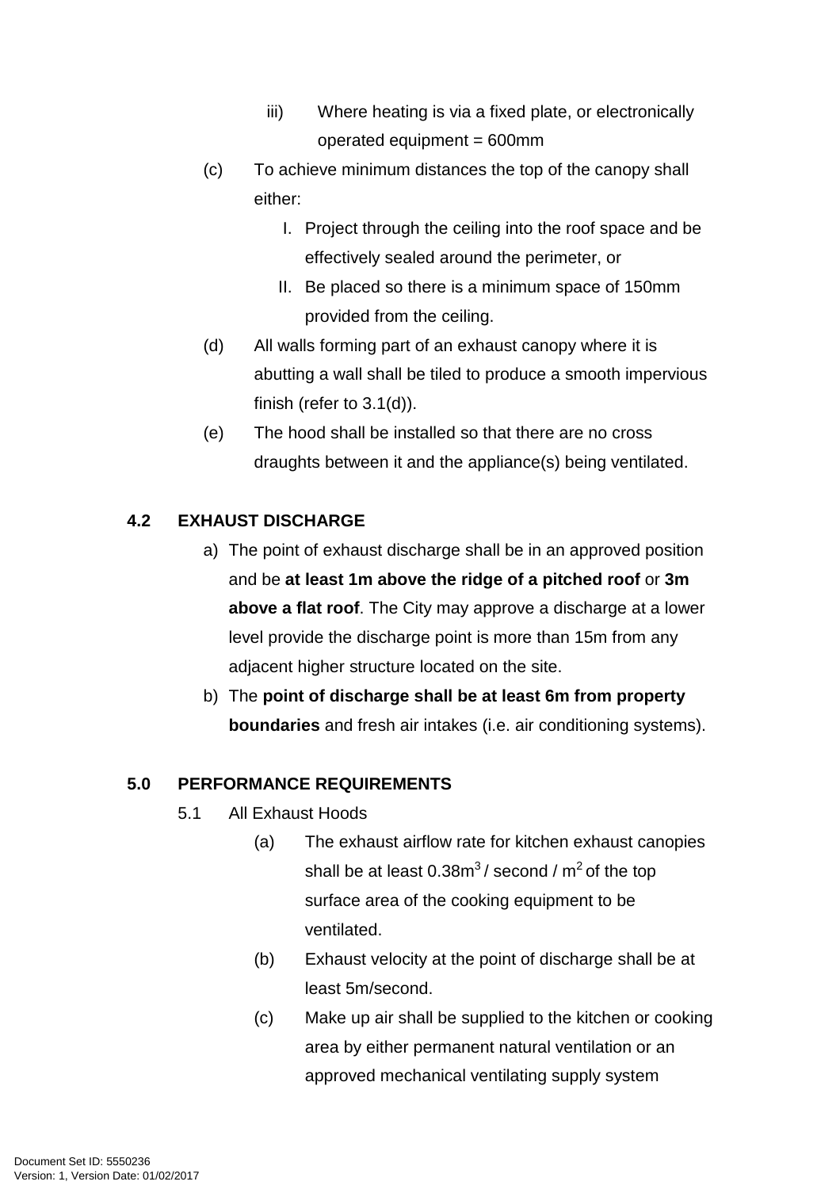iii) Where heating is via a fixed plate, or electronically operated equipment = 600mm

(c) To achieve minimum distances the top of the canopy shall either:

I. Project through the ceiling into the roof space and be effectively sealed around the perimeter, or
II. Be placed so there is a minimum space of 150mm provided from the ceiling.

(d) All walls forming part of an exhaust canopy where it is abutting a wall shall be tiled to produce a smooth impervious finish (refer to 3.1(d)).

(e) The hood shall be installed so that there are no cross draughts between it and the appliance(s) being ventilated.

### 4.2 EXHAUST DISCHARGE

a) The point of exhaust discharge shall be in an approved position and be **at least 1m above the ridge of a pitched roof** or **3m above a flat roof**. The City may approve a discharge at a lower level provide the discharge point is more than 15m from any adjacent higher structure located on the site.

b) The **point of discharge shall be at least 6m from property boundaries** and fresh air intakes (i.e. air conditioning systems).

## 5.0 PERFORMANCE REQUIREMENTS

5.1 All Exhaust Hoods

(a) The exhaust airflow rate for kitchen exhaust canopies shall be at least $0.38m^3$ / second / $m^2$ of the top surface area of the cooking equipment to be ventilated.

(b) Exhaust velocity at the point of discharge shall be at least 5m/second.

(c) Make up air shall be supplied to the kitchen or cooking area by either permanent natural ventilation or an approved mechanical ventilating supply system

Document Set ID: 5550236
Version: 1, Version Date: 01/02/2017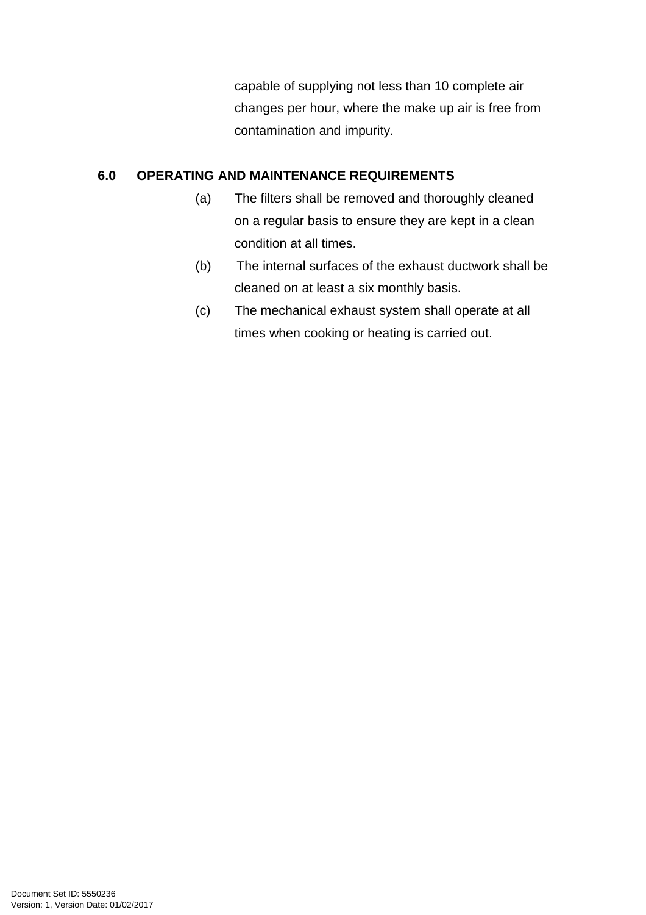capable of supplying not less than 10 complete air changes per hour, where the make up air is free from contamination and impurity.

## 6.0 OPERATING AND MAINTENANCE REQUIREMENTS

(a) The filters shall be removed and thoroughly cleaned on a regular basis to ensure they are kept in a clean condition at all times.

(b) The internal surfaces of the exhaust ductwork shall be cleaned on at least a six monthly basis.

(c) The mechanical exhaust system shall operate at all times when cooking or heating is carried out.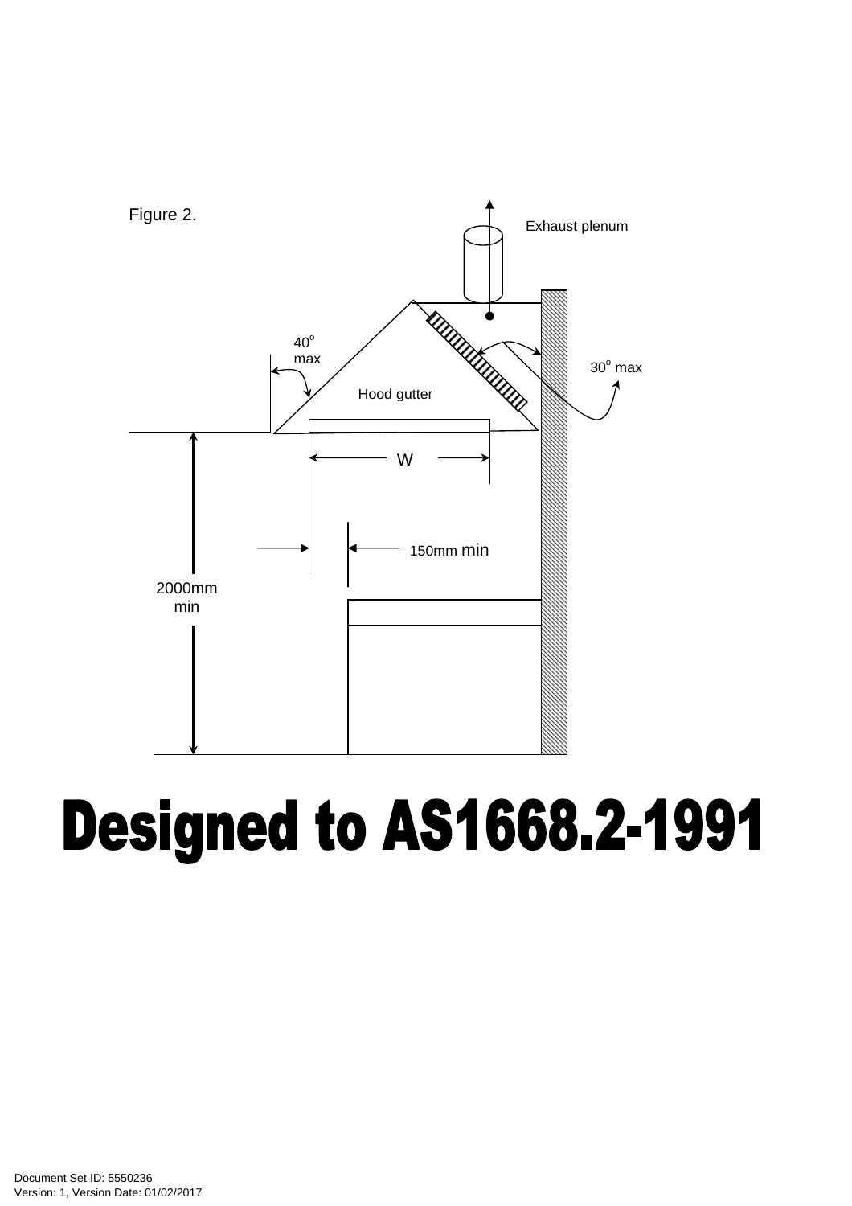Figure 2.

Exhaust plenum

40° max

30° max

Hood gutter

W

150mm min

2000mm min

# Designed to AS1668.2-1991

Document Set ID: 5550236
Version: 1, Version Date: 01/02/2017